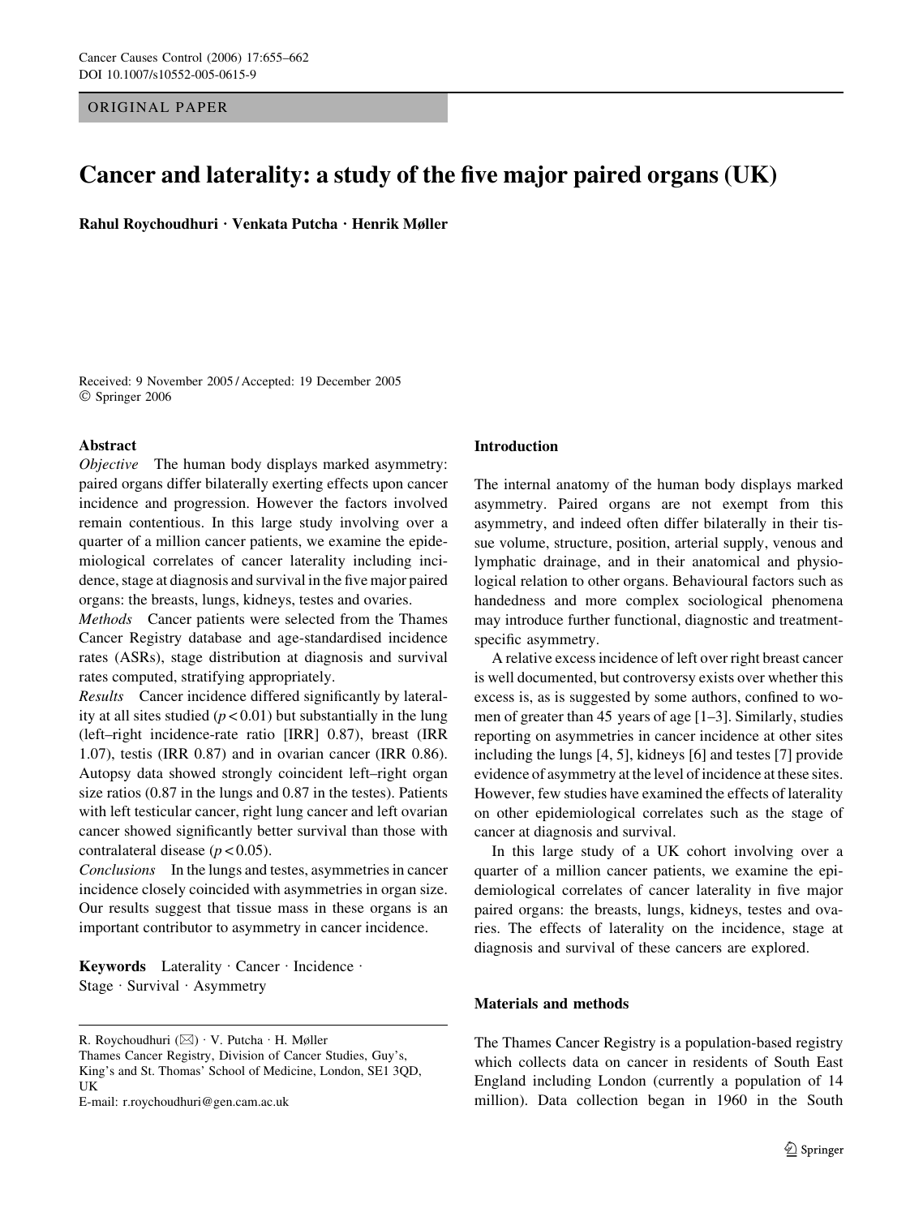ORIGINAL PAPER

# Cancer and laterality: a study of the five major paired organs (UK)

**Rahul Roychoudhuri · Venkata Putcha · Henrik Møller**

Received: 9 November 2005 / Accepted: 19 December 2005
© Springer 2006

## Abstract

*Objective* The human body displays marked asymmetry: paired organs differ bilaterally exerting effects upon cancer incidence and progression. However the factors involved remain contentious. In this large study involving over a quarter of a million cancer patients, we examine the epidemiological correlates of cancer laterality including incidence, stage at diagnosis and survival in the five major paired organs: the breasts, lungs, kidneys, testes and ovaries.

*Methods* Cancer patients were selected from the Thames Cancer Registry database and age-standardised incidence rates (ASRs), stage distribution at diagnosis and survival rates computed, stratifying appropriately.

*Results* Cancer incidence differed significantly by laterality at all sites studied ($p < 0.01$) but substantially in the lung (left–right incidence-rate ratio [IRR] 0.87), breast (IRR 1.07), testis (IRR 0.87) and in ovarian cancer (IRR 0.86). Autopsy data showed strongly coincident left–right organ size ratios (0.87 in the lungs and 0.87 in the testes). Patients with left testicular cancer, right lung cancer and left ovarian cancer showed significantly better survival than those with contralateral disease ($p < 0.05$).

*Conclusions* In the lungs and testes, asymmetries in cancer incidence closely coincided with asymmetries in organ size. Our results suggest that tissue mass in these organs is an important contributor to asymmetry in cancer incidence.

**Keywords** Laterality · Cancer · Incidence · Stage · Survival · Asymmetry

R. Roychoudhuri (✉) · V. Putcha · H. Møller
Thames Cancer Registry, Division of Cancer Studies, Guy's, King's and St. Thomas' School of Medicine, London, SE1 3QD, UK
E-mail: r.roychoudhuri@gen.cam.ac.uk

## Introduction

The internal anatomy of the human body displays marked asymmetry. Paired organs are not exempt from this asymmetry, and indeed often differ bilaterally in their tissue volume, structure, position, arterial supply, venous and lymphatic drainage, and in their anatomical and physiological relation to other organs. Behavioural factors such as handedness and more complex sociological phenomena may introduce further functional, diagnostic and treatment-specific asymmetry.

A relative excess incidence of left over right breast cancer is well documented, but controversy exists over whether this excess is, as is suggested by some authors, confined to women of greater than 45 years of age [1–3]. Similarly, studies reporting on asymmetries in cancer incidence at other sites including the lungs [4, 5], kidneys [6] and testes [7] provide evidence of asymmetry at the level of incidence at these sites. However, few studies have examined the effects of laterality on other epidemiological correlates such as the stage of cancer at diagnosis and survival.

In this large study of a UK cohort involving over a quarter of a million cancer patients, we examine the epidemiological correlates of cancer laterality in five major paired organs: the breasts, lungs, kidneys, testes and ovaries. The effects of laterality on the incidence, stage at diagnosis and survival of these cancers are explored.

## Materials and methods

The Thames Cancer Registry is a population-based registry which collects data on cancer in residents of South East England including London (currently a population of 14 million). Data collection began in 1960 in the South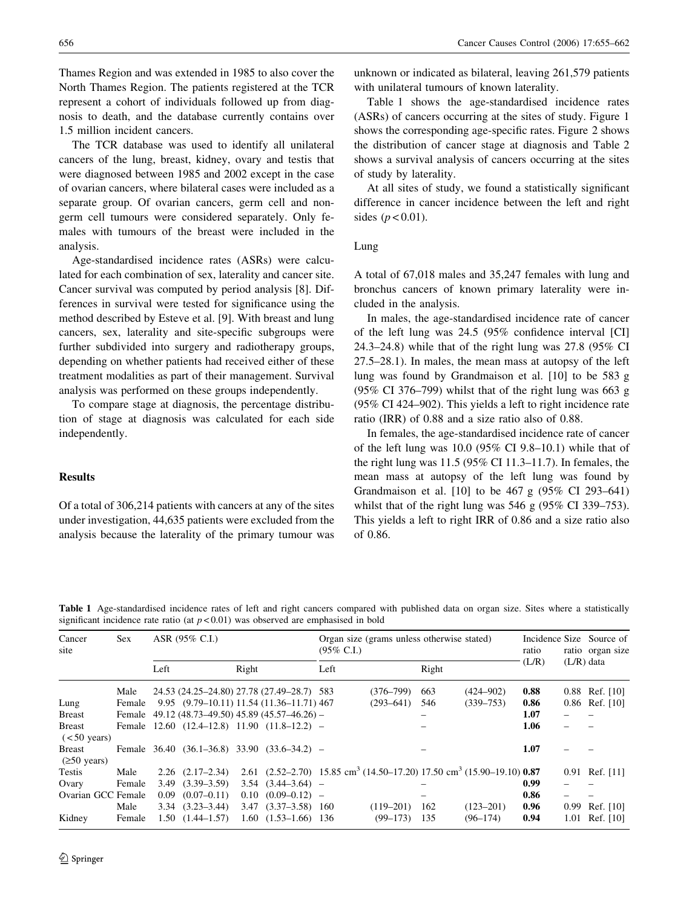Thames Region and was extended in 1985 to also cover the North Thames Region. The patients registered at the TCR represent a cohort of individuals followed up from diagnosis to death, and the database currently contains over 1.5 million incident cancers.

The TCR database was used to identify all unilateral cancers of the lung, breast, kidney, ovary and testis that were diagnosed between 1985 and 2002 except in the case of ovarian cancers, where bilateral cases were included as a separate group. Of ovarian cancers, germ cell and non-germ cell tumours were considered separately. Only females with tumours of the breast were included in the analysis.

Age-standardised incidence rates (ASRs) were calculated for each combination of sex, laterality and cancer site. Cancer survival was computed by period analysis [8]. Differences in survival were tested for significance using the method described by Esteve et al. [9]. With breast and lung cancers, sex, laterality and site-specific subgroups were further subdivided into surgery and radiotherapy groups, depending on whether patients had received either of these treatment modalities as part of their management. Survival analysis was performed on these groups independently.

To compare stage at diagnosis, the percentage distribution of stage at diagnosis was calculated for each side independently.

## Results

Of a total of 306,214 patients with cancers at any of the sites under investigation, 44,635 patients were excluded from the analysis because the laterality of the primary tumour was unknown or indicated as bilateral, leaving 261,579 patients with unilateral tumours of known laterality.

Table 1 shows the age-standardised incidence rates (ASRs) of cancers occurring at the sites of study. Figure 1 shows the corresponding age-specific rates. Figure 2 shows the distribution of cancer stage at diagnosis and Table 2 shows a survival analysis of cancers occurring at the sites of study by laterality.

At all sites of study, we found a statistically significant difference in cancer incidence between the left and right sides ($p < 0.01$).

### Lung

A total of 67,018 males and 35,247 females with lung and bronchus cancers of known primary laterality were included in the analysis.

In males, the age-standardised incidence rate of cancer of the left lung was 24.5 (95% confidence interval [CI] 24.3–24.8) while that of the right lung was 27.8 (95% CI 27.5–28.1). In males, the mean mass at autopsy of the left lung was found by Grandmaison et al. [10] to be 583 g (95% CI 376–799) whilst that of the right lung was 663 g (95% CI 424–902). This yields a left to right incidence rate ratio (IRR) of 0.88 and a size ratio also of 0.88.

In females, the age-standardised incidence rate of cancer of the left lung was 10.0 (95% CI 9.8–10.1) while that of the right lung was 11.5 (95% CI 11.3–11.7). In females, the mean mass at autopsy of the left lung was found by Grandmaison et al. [10] to be 467 g (95% CI 293–641) whilst that of the right lung was 546 g (95% CI 339–753). This yields a left to right IRR of 0.86 and a size ratio also of 0.86.

**Table 1** Age-standardised incidence rates of left and right cancers compared with published data on organ size. Sites where a statistically significant incidence rate ratio (at $p < 0.01$) was observed are emphasised in bold

| Cancer site | Sex | ASR (95% C.I.) | | | | Organ size (grams unless otherwise stated) (95% C.I.) | | | | Incidence ratio (L/R) | Size ratio (L/R) | Source of organ size data |
|---|---|---|---|---|---|---|---|---|---|---|---|---|
| | | Left | | Right | | Left | | Right | | | | |
| Lung | Male | 24.53 | (24.25–24.80) | 27.78 | (27.49–28.7) | 583 | (376–799) | 663 | (424–902) | **0.88** | 0.88 | Ref. [10] |
| | Female | 9.95 | (9.79–10.11) | 11.54 | (11.36–11.71) | 467 | (293–641) | 546 | (339–753) | **0.86** | 0.86 | Ref. [10] |
| Breast | Female | 49.12 | (48.73–49.50) | 45.89 | (45.57–46.26) | – | | – | | **1.07** | – | – |
| Breast (<50 years) | Female | 12.60 | (12.4–12.8) | 11.90 | (11.8–12.2) | – | | – | | **1.06** | – | – |
| Breast (≥50 years) | Female | 36.40 | (36.1–36.8) | 33.90 | (33.6–34.2) | – | | – | | **1.07** | – | – |
| Testis | Male | 2.26 | (2.17–2.34) | 2.61 | (2.52–2.70) | 15.85 $cm^3$ | (14.50–17.20) | 17.50 $cm^3$ | (15.90–19.10) | **0.87** | 0.91 | Ref. [11] |
| Ovary | Female | 3.49 | (3.39–3.59) | 3.54 | (3.44–3.64) | – | | – | | **0.99** | – | – |
| Ovarian GCC | Female | 0.09 | (0.07–0.11) | 0.10 | (0.09–0.12) | – | | – | | **0.86** | – | – |
| Kidney | Male | 3.34 | (3.23–3.44) | 3.47 | (3.37–3.58) | 160 | (119–201) | 162 | (123–201) | **0.96** | 0.99 | Ref. [10] |
| | Female | 1.50 | (1.44–1.57) | 1.60 | (1.53–1.66) | 136 | (99–173) | 135 | (96–174) | **0.94** | 1.01 | Ref. [10] |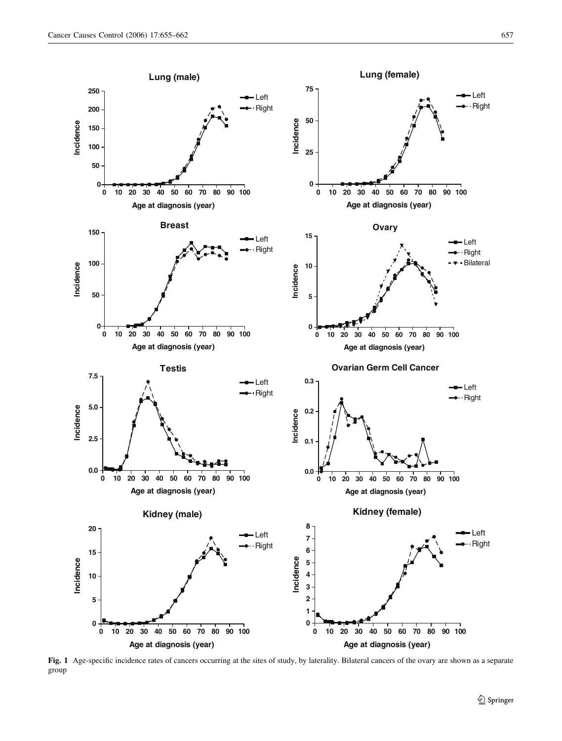Fig. 1 Age-specific incidence rates of cancers occurring at the sites of study, by laterality. Bilateral cancers of the ovary are shown as a separate group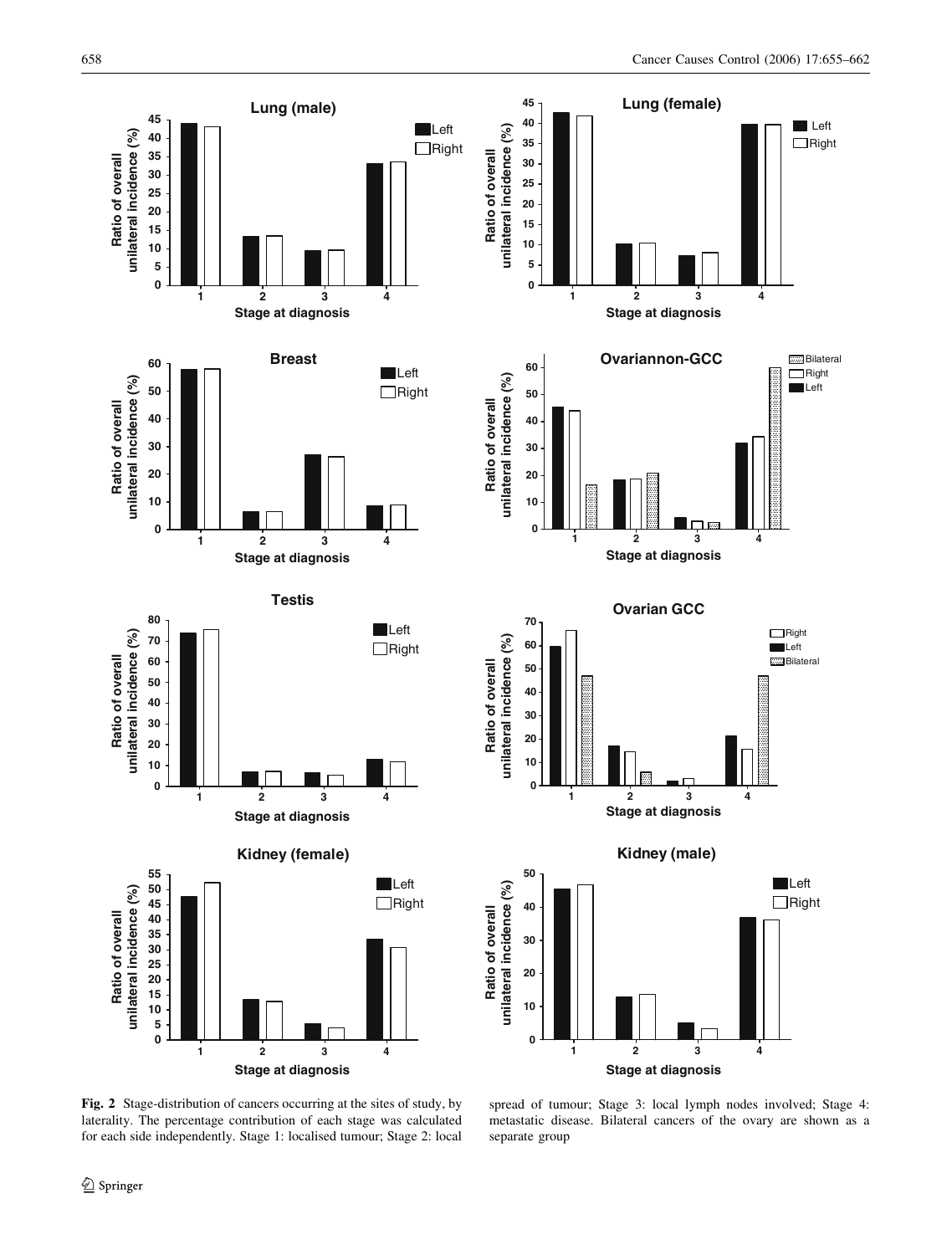**Fig. 2** Stage-distribution of cancers occurring at the sites of study, by laterality. The percentage contribution of each stage was calculated for each side independently. Stage 1: localised tumour; Stage 2: local spread of tumour; Stage 3: local lymph nodes involved; Stage 4: metastatic disease. Bilateral cancers of the ovary are shown as a separate group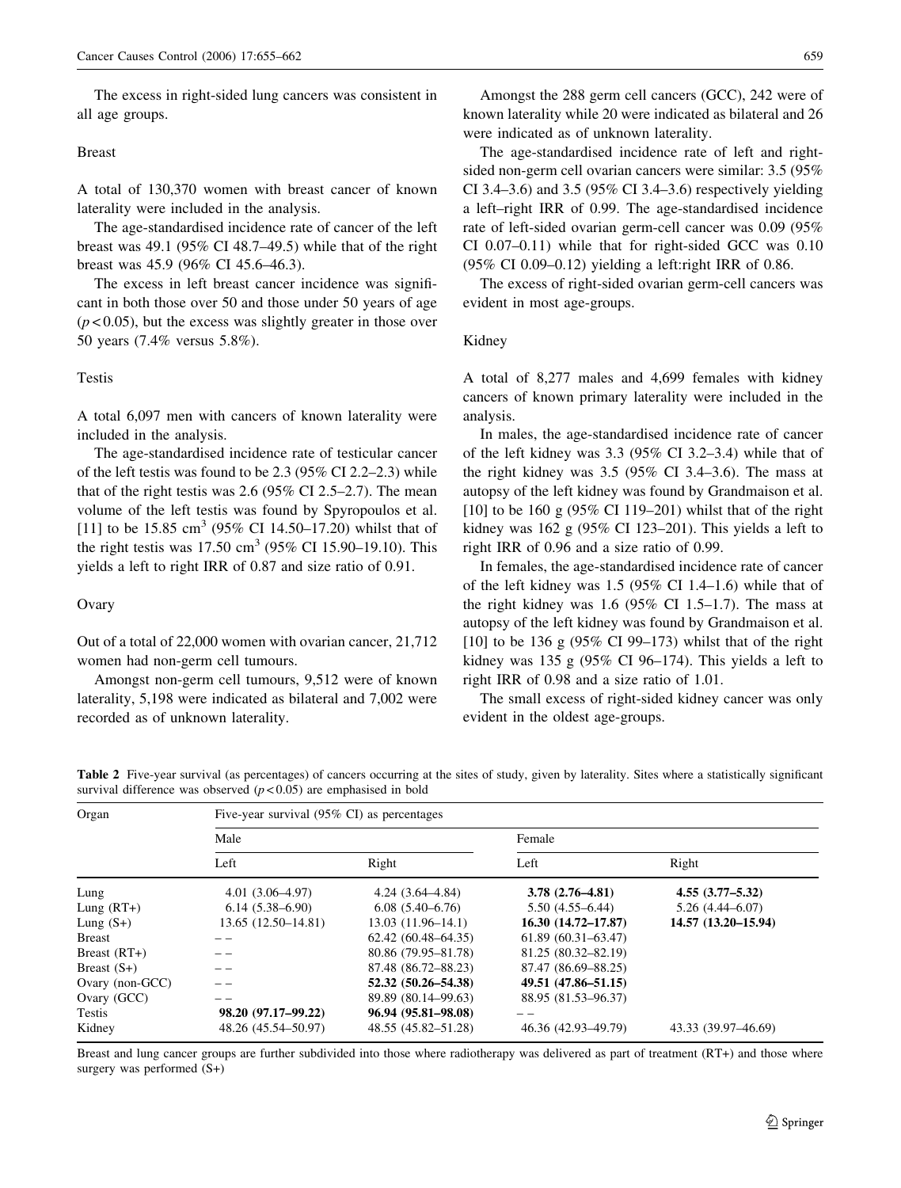The excess in right-sided lung cancers was consistent in all age groups.

### Breast

A total of 130,370 women with breast cancer of known laterality were included in the analysis.

The age-standardised incidence rate of cancer of the left breast was 49.1 (95% CI 48.7–49.5) while that of the right breast was 45.9 (96% CI 45.6–46.3).

The excess in left breast cancer incidence was significant in both those over 50 and those under 50 years of age ($p < 0.05$), but the excess was slightly greater in those over 50 years (7.4% versus 5.8%).

### Testis

A total 6,097 men with cancers of known laterality were included in the analysis.

The age-standardised incidence rate of testicular cancer of the left testis was found to be 2.3 (95% CI 2.2–2.3) while that of the right testis was 2.6 (95% CI 2.5–2.7). The mean volume of the left testis was found by Spyropoulos et al. [11] to be 15.85 $cm^3$ (95% CI 14.50–17.20) whilst that of the right testis was 17.50 $cm^3$ (95% CI 15.90–19.10). This yields a left to right IRR of 0.87 and size ratio of 0.91.

### Ovary

Out of a total of 22,000 women with ovarian cancer, 21,712 women had non-germ cell tumours.

Amongst non-germ cell tumours, 9,512 were of known laterality, 5,198 were indicated as bilateral and 7,002 were recorded as of unknown laterality.

Amongst the 288 germ cell cancers (GCC), 242 were of known laterality while 20 were indicated as bilateral and 26 were indicated as of unknown laterality.

The age-standardised incidence rate of left and right-sided non-germ cell ovarian cancers were similar: 3.5 (95% CI 3.4–3.6) and 3.5 (95% CI 3.4–3.6) respectively yielding a left–right IRR of 0.99. The age-standardised incidence rate of left-sided ovarian germ-cell cancer was 0.09 (95% CI 0.07–0.11) while that for right-sided GCC was 0.10 (95% CI 0.09–0.12) yielding a left:right IRR of 0.86.

The excess of right-sided ovarian germ-cell cancers was evident in most age-groups.

### Kidney

A total of 8,277 males and 4,699 females with kidney cancers of known primary laterality were included in the analysis.

In males, the age-standardised incidence rate of cancer of the left kidney was 3.3 (95% CI 3.2–3.4) while that of the right kidney was 3.5 (95% CI 3.4–3.6). The mass at autopsy of the left kidney was found by Grandmaison et al. [10] to be 160 g (95% CI 119–201) whilst that of the right kidney was 162 g (95% CI 123–201). This yields a left to right IRR of 0.96 and a size ratio of 0.99.

In females, the age-standardised incidence rate of cancer of the left kidney was 1.5 (95% CI 1.4–1.6) while that of the right kidney was 1.6 (95% CI 1.5–1.7). The mass at autopsy of the left kidney was found by Grandmaison et al. [10] to be 136 g (95% CI 99–173) whilst that of the right kidney was 135 g (95% CI 96–174). This yields a left to right IRR of 0.98 and a size ratio of 1.01.

The small excess of right-sided kidney cancer was only evident in the oldest age-groups.

**Table 2** Five-year survival (as percentages) of cancers occurring at the sites of study, given by laterality. Sites where a statistically significant survival difference was observed ($p < 0.05$) are emphasised in bold

| Organ | Five-year survival (95% CI) as percentages | | | |
|---|---|---|---|---|
| | Male | | Female | |
| | Left | Right | Left | Right |
| Lung | 4.01 (3.06–4.97) | 4.24 (3.64–4.84) | **3.78 (2.76–4.81)** | **4.55 (3.77–5.32)** |
| Lung (RT+) | 6.14 (5.38–6.90) | 6.08 (5.40–6.76) | 5.50 (4.55–6.44) | 5.26 (4.44–6.07) |
| Lung (S+) | 13.65 (12.50–14.81) | 13.03 (11.96–14.1) | **16.30 (14.72–17.87)** | **14.57 (13.20–15.94)** |
| Breast | – – | 62.42 (60.48–64.35) | 61.89 (60.31–63.47) | |
| Breast (RT+) | – – | 80.86 (79.95–81.78) | 81.25 (80.32–82.19) | |
| Breast (S+) | – – | 87.48 (86.72–88.23) | 87.47 (86.69–88.25) | |
| Ovary (non-GCC) | – – | **52.32 (50.26–54.38)** | **49.51 (47.86–51.15)** | |
| Ovary (GCC) | – – | 89.89 (80.14–99.63) | 88.95 (81.53–96.37) | |
| Testis | **98.20 (97.17–99.22)** | **96.94 (95.81–98.08)** | – – | |
| Kidney | 48.26 (45.54–50.97) | 48.55 (45.82–51.28) | 46.36 (42.93–49.79) | 43.33 (39.97–46.69) |

Breast and lung cancer groups are further subdivided into those where radiotherapy was delivered as part of treatment (RT+) and those where surgery was performed (S+)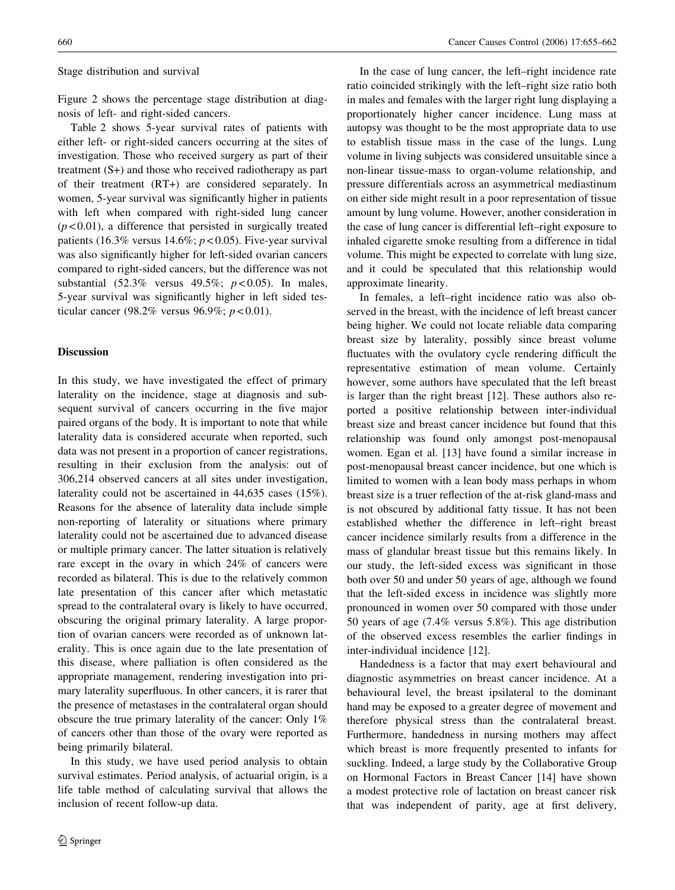Stage distribution and survival

Figure 2 shows the percentage stage distribution at diagnosis of left- and right-sided cancers.

Table 2 shows 5-year survival rates of patients with either left- or right-sided cancers occurring at the sites of investigation. Those who received surgery as part of their treatment (S+) and those who received radiotherapy as part of their treatment (RT+) are considered separately. In women, 5-year survival was significantly higher in patients with left when compared with right-sided lung cancer ($p < 0.01$), a difference that persisted in surgically treated patients (16.3% versus 14.6%; $p < 0.05$). Five-year survival was also significantly higher for left-sided ovarian cancers compared to right-sided cancers, but the difference was not substantial (52.3% versus 49.5%; $p < 0.05$). In males, 5-year survival was significantly higher in left sided testicular cancer (98.2% versus 96.9%; $p < 0.01$).

## Discussion

In this study, we have investigated the effect of primary laterality on the incidence, stage at diagnosis and subsequent survival of cancers occurring in the five major paired organs of the body. It is important to note that while laterality data is considered accurate when reported, such data was not present in a proportion of cancer registrations, resulting in their exclusion from the analysis: out of 306,214 observed cancers at all sites under investigation, laterality could not be ascertained in 44,635 cases (15%). Reasons for the absence of laterality data include simple non-reporting of laterality or situations where primary laterality could not be ascertained due to advanced disease or multiple primary cancer. The latter situation is relatively rare except in the ovary in which 24% of cancers were recorded as bilateral. This is due to the relatively common late presentation of this cancer after which metastatic spread to the contralateral ovary is likely to have occurred, obscuring the original primary laterality. A large proportion of ovarian cancers were recorded as of unknown laterality. This is once again due to the late presentation of this disease, where palliation is often considered as the appropriate management, rendering investigation into primary laterality superfluous. In other cancers, it is rarer that the presence of metastases in the contralateral organ should obscure the true primary laterality of the cancer: Only 1% of cancers other than those of the ovary were reported as being primarily bilateral.

In this study, we have used period analysis to obtain survival estimates. Period analysis, of actuarial origin, is a life table method of calculating survival that allows the inclusion of recent follow-up data.

In the case of lung cancer, the left–right incidence rate ratio coincided strikingly with the left–right size ratio both in males and females with the larger right lung displaying a proportionately higher cancer incidence. Lung mass at autopsy was thought to be the most appropriate data to use to establish tissue mass in the case of the lungs. Lung volume in living subjects was considered unsuitable since a non-linear tissue-mass to organ-volume relationship, and pressure differentials across an asymmetrical mediastinum on either side might result in a poor representation of tissue amount by lung volume. However, another consideration in the case of lung cancer is differential left–right exposure to inhaled cigarette smoke resulting from a difference in tidal volume. This might be expected to correlate with lung size, and it could be speculated that this relationship would approximate linearity.

In females, a left–right incidence ratio was also observed in the breast, with the incidence of left breast cancer being higher. We could not locate reliable data comparing breast size by laterality, possibly since breast volume fluctuates with the ovulatory cycle rendering difficult the representative estimation of mean volume. Certainly however, some authors have speculated that the left breast is larger than the right breast [12]. These authors also reported a positive relationship between inter-individual breast size and breast cancer incidence but found that this relationship was found only amongst post-menopausal women. Egan et al. [13] have found a similar increase in post-menopausal breast cancer incidence, but one which is limited to women with a lean body mass perhaps in whom breast size is a truer reflection of the at-risk gland-mass and is not obscured by additional fatty tissue. It has not been established whether the difference in left–right breast cancer incidence similarly results from a difference in the mass of glandular breast tissue but this remains likely. In our study, the left-sided excess was significant in those both over 50 and under 50 years of age, although we found that the left-sided excess in incidence was slightly more pronounced in women over 50 compared with those under 50 years of age (7.4% versus 5.8%). This age distribution of the observed excess resembles the earlier findings in inter-individual incidence [12].

Handedness is a factor that may exert behavioural and diagnostic asymmetries on breast cancer incidence. At a behavioural level, the breast ipsilateral to the dominant hand may be exposed to a greater degree of movement and therefore physical stress than the contralateral breast. Furthermore, handedness in nursing mothers may affect which breast is more frequently presented to infants for suckling. Indeed, a large study by the Collaborative Group on Hormonal Factors in Breast Cancer [14] have shown a modest protective role of lactation on breast cancer risk that was independent of parity, age at first delivery,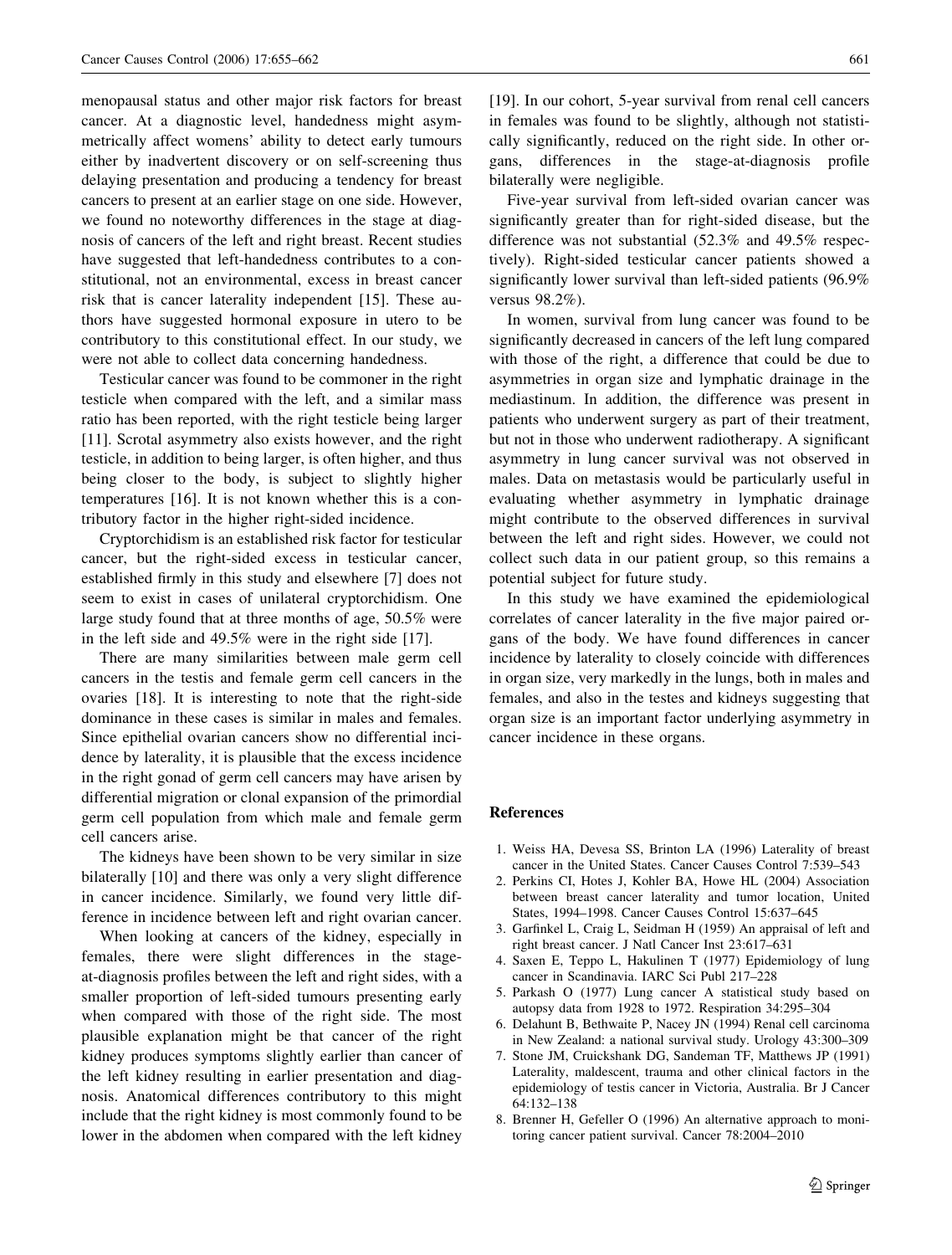menopausal status and other major risk factors for breast cancer. At a diagnostic level, handedness might asymmetrically affect womens' ability to detect early tumours either by inadvertent discovery or on self-screening thus delaying presentation and producing a tendency for breast cancers to present at an earlier stage on one side. However, we found no noteworthy differences in the stage at diagnosis of cancers of the left and right breast. Recent studies have suggested that left-handedness contributes to a constitutional, not an environmental, excess in breast cancer risk that is cancer laterality independent [15]. These authors have suggested hormonal exposure in utero to be contributory to this constitutional effect. In our study, we were not able to collect data concerning handedness.

Testicular cancer was found to be commoner in the right testicle when compared with the left, and a similar mass ratio has been reported, with the right testicle being larger [11]. Scrotal asymmetry also exists however, and the right testicle, in addition to being larger, is often higher, and thus being closer to the body, is subject to slightly higher temperatures [16]. It is not known whether this is a contributory factor in the higher right-sided incidence.

Cryptorchidism is an established risk factor for testicular cancer, but the right-sided excess in testicular cancer, established firmly in this study and elsewhere [7] does not seem to exist in cases of unilateral cryptorchidism. One large study found that at three months of age, 50.5% were in the left side and 49.5% were in the right side [17].

There are many similarities between male germ cell cancers in the testis and female germ cell cancers in the ovaries [18]. It is interesting to note that the right-side dominance in these cases is similar in males and females. Since epithelial ovarian cancers show no differential incidence by laterality, it is plausible that the excess incidence in the right gonad of germ cell cancers may have arisen by differential migration or clonal expansion of the primordial germ cell population from which male and female germ cell cancers arise.

The kidneys have been shown to be very similar in size bilaterally [10] and there was only a very slight difference in cancer incidence. Similarly, we found very little difference in incidence between left and right ovarian cancer.

When looking at cancers of the kidney, especially in females, there were slight differences in the stage-at-diagnosis profiles between the left and right sides, with a smaller proportion of left-sided tumours presenting early when compared with those of the right side. The most plausible explanation might be that cancer of the right kidney produces symptoms slightly earlier than cancer of the left kidney resulting in earlier presentation and diagnosis. Anatomical differences contributory to this might include that the right kidney is most commonly found to be lower in the abdomen when compared with the left kidney [19]. In our cohort, 5-year survival from renal cell cancers in females was found to be slightly, although not statistically significantly, reduced on the right side. In other organs, differences in the stage-at-diagnosis profile bilaterally were negligible.

Five-year survival from left-sided ovarian cancer was significantly greater than for right-sided disease, but the difference was not substantial (52.3% and 49.5% respectively). Right-sided testicular cancer patients showed a significantly lower survival than left-sided patients (96.9% versus 98.2%).

In women, survival from lung cancer was found to be significantly decreased in cancers of the left lung compared with those of the right, a difference that could be due to asymmetries in organ size and lymphatic drainage in the mediastinum. In addition, the difference was present in patients who underwent surgery as part of their treatment, but not in those who underwent radiotherapy. A significant asymmetry in lung cancer survival was not observed in males. Data on metastasis would be particularly useful in evaluating whether asymmetry in lymphatic drainage might contribute to the observed differences in survival between the left and right sides. However, we could not collect such data in our patient group, so this remains a potential subject for future study.

In this study we have examined the epidemiological correlates of cancer laterality in the five major paired organs of the body. We have found differences in cancer incidence by laterality to closely coincide with differences in organ size, very markedly in the lungs, both in males and females, and also in the testes and kidneys suggesting that organ size is an important factor underlying asymmetry in cancer incidence in these organs.

## References

1. Weiss HA, Devesa SS, Brinton LA (1996) Laterality of breast cancer in the United States. Cancer Causes Control 7:539–543
2. Perkins CI, Hotes J, Kohler BA, Howe HL (2004) Association between breast cancer laterality and tumor location, United States, 1994–1998. Cancer Causes Control 15:637–645
3. Garfinkel L, Craig L, Seidman H (1959) An appraisal of left and right breast cancer. J Natl Cancer Inst 23:617–631
4. Saxen E, Teppo L, Hakulinen T (1977) Epidemiology of lung cancer in Scandinavia. IARC Sci Publ 217–228
5. Parkash O (1977) Lung cancer A statistical study based on autopsy data from 1928 to 1972. Respiration 34:295–304
6. Delahunt B, Bethwaite P, Nacey JN (1994) Renal cell carcinoma in New Zealand: a national survival study. Urology 43:300–309
7. Stone JM, Cruickshank DG, Sandeman TF, Matthews JP (1991) Laterality, maldescent, trauma and other clinical factors in the epidemiology of testis cancer in Victoria, Australia. Br J Cancer 64:132–138
8. Brenner H, Gefeller O (1996) An alternative approach to monitoring cancer patient survival. Cancer 78:2004–2010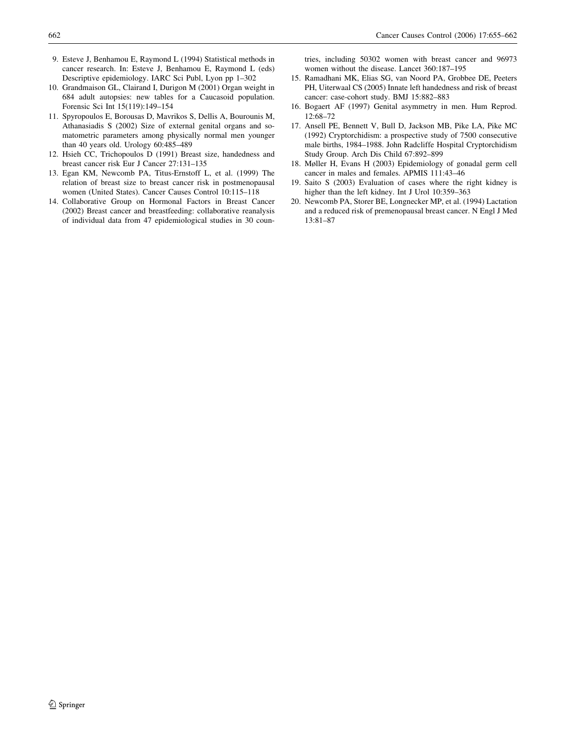9. Esteve J, Benhamou E, Raymond L (1994) Statistical methods in cancer research. In: Esteve J, Benhamou E, Raymond L (eds) Descriptive epidemiology. IARC Sci Publ, Lyon pp 1–302
10. Grandmaison GL, Clairand I, Durigon M (2001) Organ weight in 684 adult autopsies: new tables for a Caucasoid population. Forensic Sci Int 15(119):149–154
11. Spyropoulos E, Borousas D, Mavrikos S, Dellis A, Bourounis M, Athanasiadis S (2002) Size of external genital organs and somatometric parameters among physically normal men younger than 40 years old. Urology 60:485–489
12. Hsieh CC, Trichopoulos D (1991) Breast size, handedness and breast cancer risk Eur J Cancer 27:131–135
13. Egan KM, Newcomb PA, Titus-Ernstoff L, et al. (1999) The relation of breast size to breast cancer risk in postmenopausal women (United States). Cancer Causes Control 10:115–118
14. Collaborative Group on Hormonal Factors in Breast Cancer (2002) Breast cancer and breastfeeding: collaborative reanalysis of individual data from 47 epidemiological studies in 30 countries, including 50302 women with breast cancer and 96973 women without the disease. Lancet 360:187–195
15. Ramadhani MK, Elias SG, van Noord PA, Grobbee DE, Peeters PH, Uiterwaal CS (2005) Innate left handedness and risk of breast cancer: case-cohort study. BMJ 15:882–883
16. Bogaert AF (1997) Genital asymmetry in men. Hum Reprod. 12:68–72
17. Ansell PE, Bennett V, Bull D, Jackson MB, Pike LA, Pike MC (1992) Cryptorchidism: a prospective study of 7500 consecutive male births, 1984–1988. John Radcliffe Hospital Cryptorchidism Study Group. Arch Dis Child 67:892–899
18. Møller H, Evans H (2003) Epidemiology of gonadal germ cell cancer in males and females. APMIS 111:43–46
19. Saito S (2003) Evaluation of cases where the right kidney is higher than the left kidney. Int J Urol 10:359–363
20. Newcomb PA, Storer BE, Longnecker MP, et al. (1994) Lactation and a reduced risk of premenopausal breast cancer. N Engl J Med 13:81–87